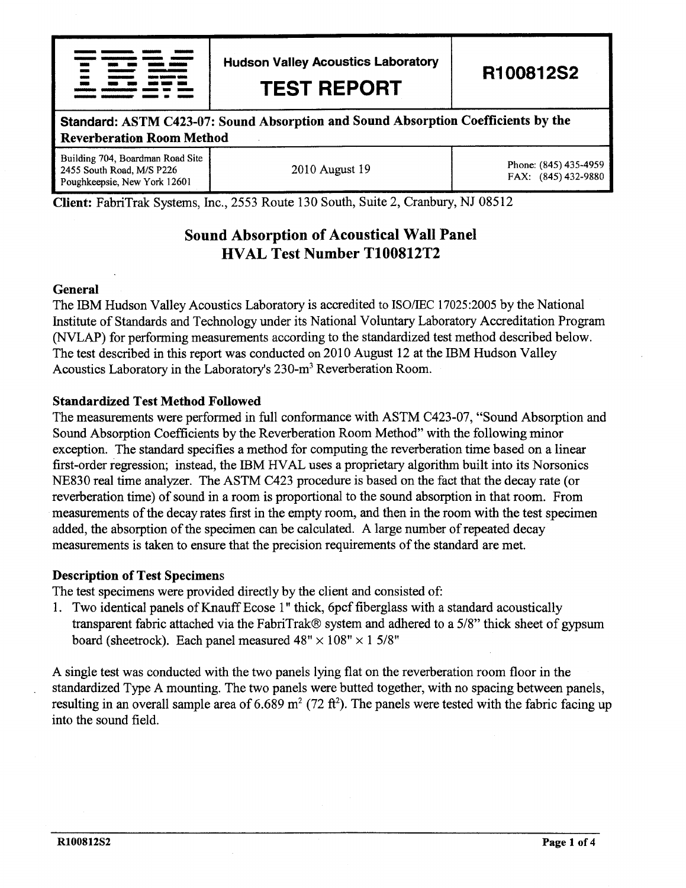| IBM | Hudson Valley Acoustics Laboratory<br>**TEST REPORT** | **R100812S2** |
|---|---|---|
| **Standard: ASTM C423-07: Sound Absorption and Sound Absorption Coefficients by the Reverberation Room Method** | | |
| Building 704, Boardman Road Site<br>2455 South Road, M/S P226<br>Poughkeepsie, New York 12601 | 2010 August 19 | Phone: (845) 435-4959<br>FAX: (845) 432-9880 |

**Client:** FabriTrak Systems, Inc., 2553 Route 130 South, Suite 2, Cranbury, NJ 08512

# Sound Absorption of Acoustical Wall Panel
# HVAL Test Number T100812T2

### General

The IBM Hudson Valley Acoustics Laboratory is accredited to ISO/IEC 17025:2005 by the National Institute of Standards and Technology under its National Voluntary Laboratory Accreditation Program (NVLAP) for performing measurements according to the standardized test method described below. The test described in this report was conducted on 2010 August 12 at the IBM Hudson Valley Acoustics Laboratory in the Laboratory's 230-$m^3$ Reverberation Room.

### Standardized Test Method Followed

The measurements were performed in full conformance with ASTM C423-07, "Sound Absorption and Sound Absorption Coefficients by the Reverberation Room Method" with the following minor exception. The standard specifies a method for computing the reverberation time based on a linear first-order regression; instead, the IBM HVAL uses a proprietary algorithm built into its Norsonics NE830 real time analyzer. The ASTM C423 procedure is based on the fact that the decay rate (or reverberation time) of sound in a room is proportional to the sound absorption in that room. From measurements of the decay rates first in the empty room, and then in the room with the test specimen added, the absorption of the specimen can be calculated. A large number of repeated decay measurements is taken to ensure that the precision requirements of the standard are met.

### Description of Test Specimens

The test specimens were provided directly by the client and consisted of:

1. Two identical panels of Knauff Ecose 1" thick, 6pcf fiberglass with a standard acoustically transparent fabric attached via the FabriTrak® system and adhered to a 5/8" thick sheet of gypsum board (sheetrock). Each panel measured 48" × 108" × 1 5/8"

A single test was conducted with the two panels lying flat on the reverberation room floor in the standardized Type A mounting. The two panels were butted together, with no spacing between panels, resulting in an overall sample area of 6.689 $m^2$ (72 $ft^2$). The panels were tested with the fabric facing up into the sound field.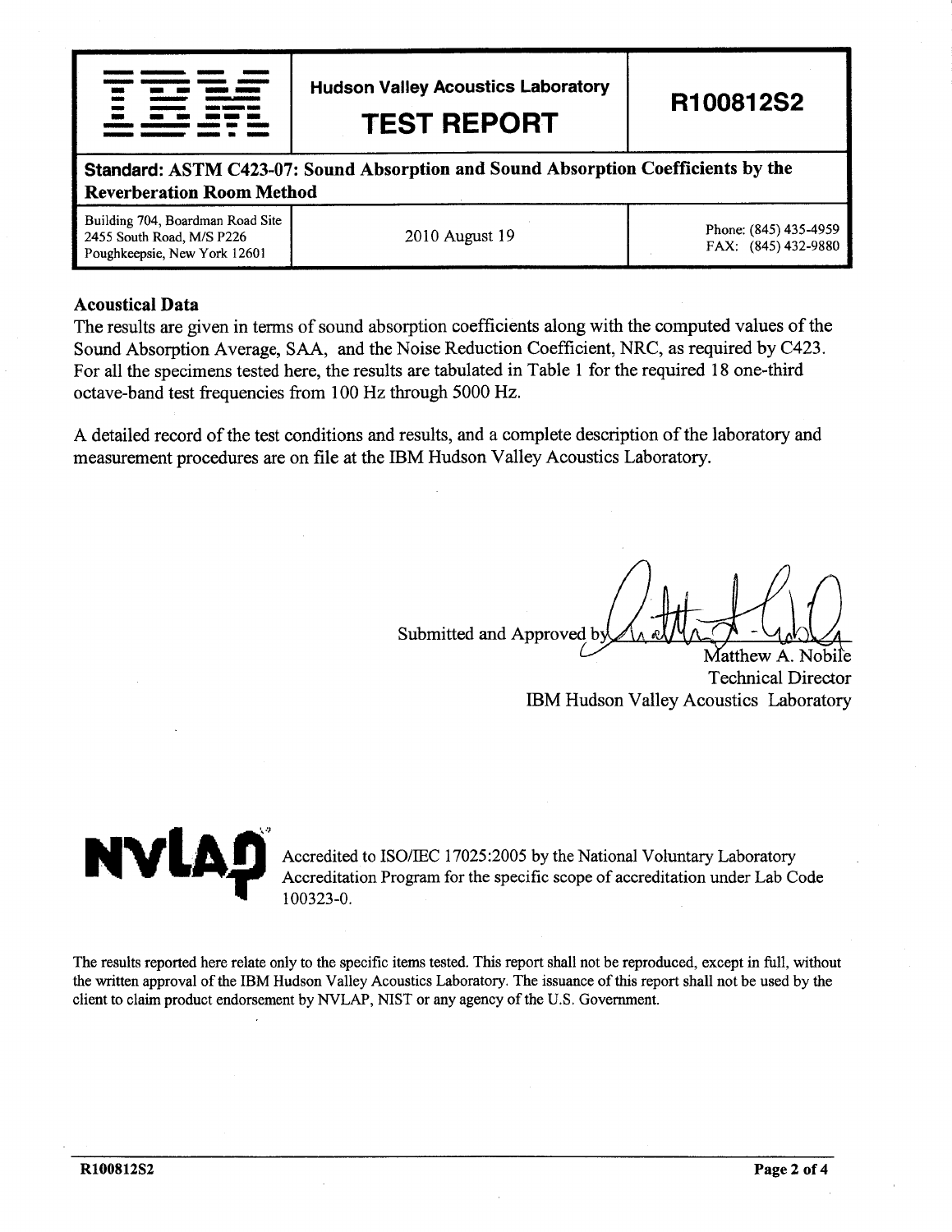| IBM | Hudson Valley Acoustics Laboratory<br>**TEST REPORT** | **R100812S2** |
|---|---|---|
| **Standard: ASTM C423-07: Sound Absorption and Sound Absorption Coefficients by the Reverberation Room Method** | | |
| Building 704, Boardman Road Site<br>2455 South Road, M/S P226<br>Poughkeepsie, New York 12601 | 2010 August 19 | Phone: (845) 435-4959<br>FAX: (845) 432-9880 |

**Acoustical Data**

The results are given in terms of sound absorption coefficients along with the computed values of the Sound Absorption Average, SAA, and the Noise Reduction Coefficient, NRC, as required by C423. For all the specimens tested here, the results are tabulated in Table 1 for the required 18 one-third octave-band test frequencies from 100 Hz through 5000 Hz.

A detailed record of the test conditions and results, and a complete description of the laboratory and measurement procedures are on file at the IBM Hudson Valley Acoustics Laboratory.

Submitted and Approved by

Matthew A. Nobile
Technical Director
IBM Hudson Valley Acoustics Laboratory

NVLAP — Accredited to ISO/IEC 17025:2005 by the National Voluntary Laboratory Accreditation Program for the specific scope of accreditation under Lab Code 100323-0.

The results reported here relate only to the specific items tested. This report shall not be reproduced, except in full, without the written approval of the IBM Hudson Valley Acoustics Laboratory. The issuance of this report shall not be used by the client to claim product endorsement by NVLAP, NIST or any agency of the U.S. Government.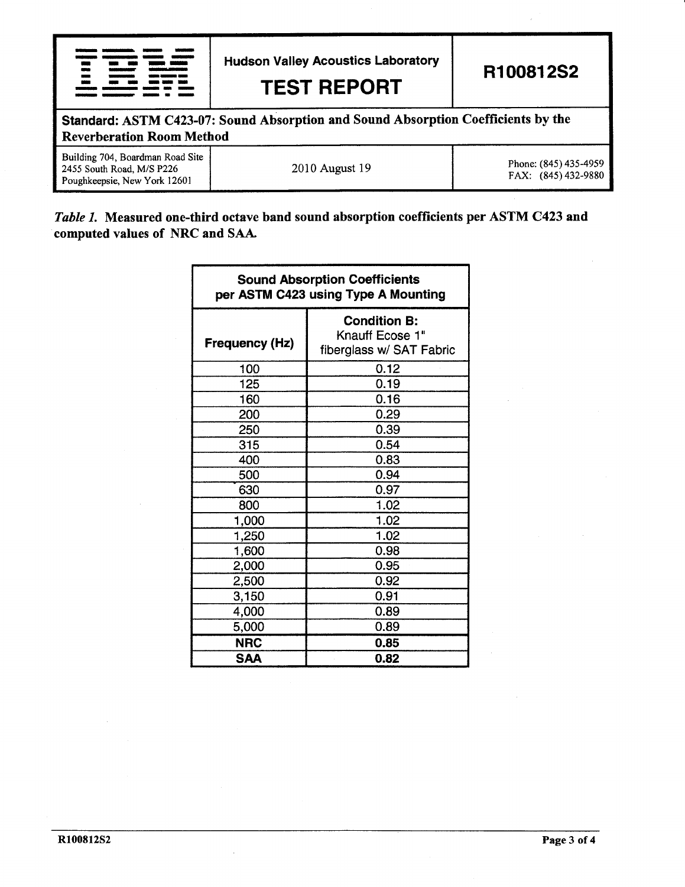| IBM | Hudson Valley Acoustics Laboratory **TEST REPORT** | **R100812S2** |
|---|---|---|
| **Standard: ASTM C423-07: Sound Absorption and Sound Absorption Coefficients by the Reverberation Room Method** | | |
| Building 704, Boardman Road Site<br>2455 South Road, M/S P226<br>Poughkeepsie, New York 12601 | 2010 August 19 | Phone: (845) 435-4959<br>FAX: (845) 432-9880 |

***Table 1.*** **Measured one-third octave band sound absorption coefficients per ASTM C423 and computed values of NRC and SAA.**

| **Sound Absorption Coefficients per ASTM C423 using Type A Mounting** | |
|---|---|
| **Frequency (Hz)** | **Condition B:** Knauff Ecose 1" fiberglass w/ SAT Fabric |
| 100 | 0.12 |
| 125 | 0.19 |
| 160 | 0.16 |
| 200 | 0.29 |
| 250 | 0.39 |
| 315 | 0.54 |
| 400 | 0.83 |
| 500 | 0.94 |
| 630 | 0.97 |
| 800 | 1.02 |
| 1,000 | 1.02 |
| 1,250 | 1.02 |
| 1,600 | 0.98 |
| 2,000 | 0.95 |
| 2,500 | 0.92 |
| 3,150 | 0.91 |
| 4,000 | 0.89 |
| 5,000 | 0.89 |
| **NRC** | **0.85** |
| **SAA** | **0.82** |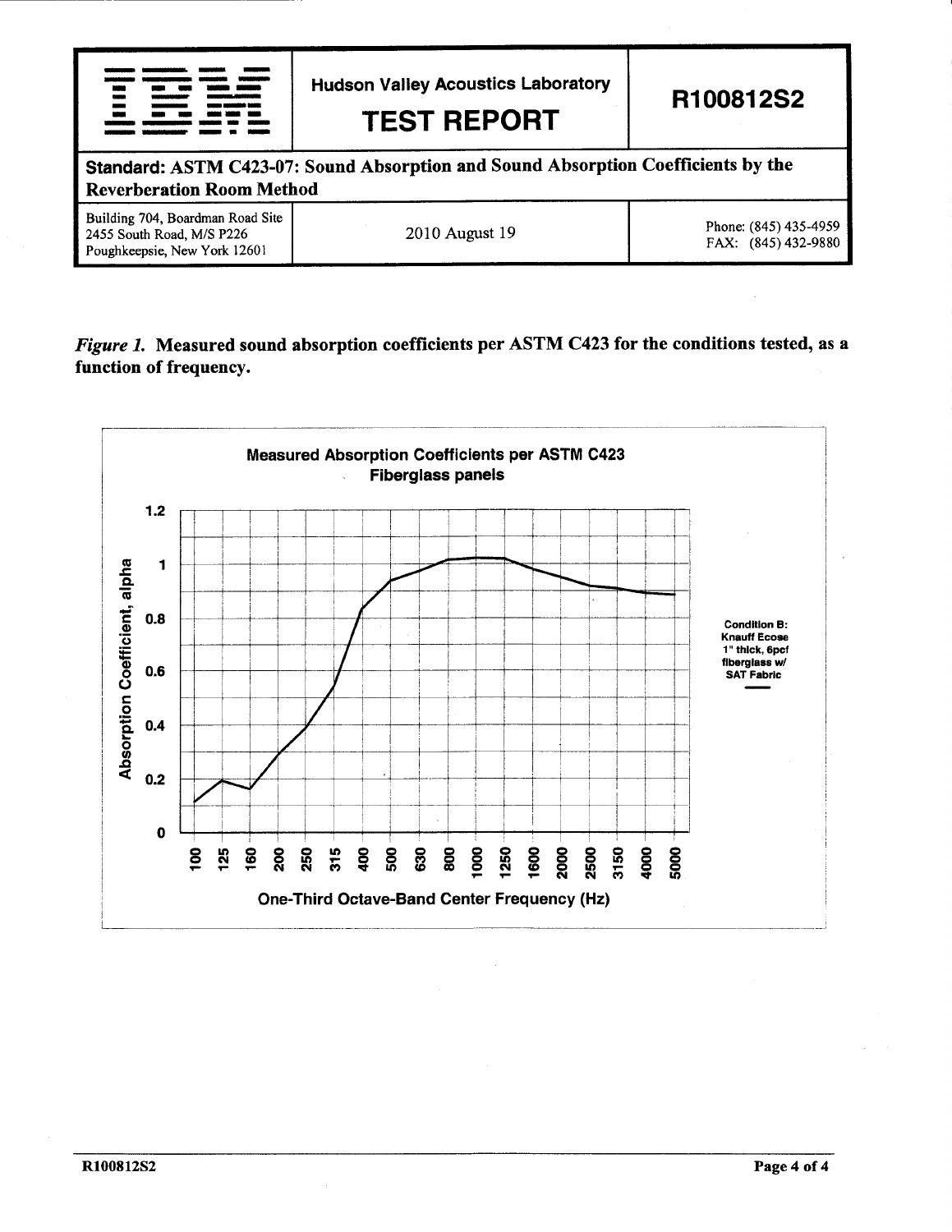| | | |
|---|---|---|
| IBM | Hudson Valley Acoustics Laboratory<br>**TEST REPORT** | **R100812S2** |
| **Standard: ASTM C423-07: Sound Absorption and Sound Absorption Coefficients by the Reverberation Room Method** | | |
| Building 704, Boardman Road Site<br>2455 South Road, M/S P226<br>Poughkeepsie, New York 12601 | 2010 August 19 | Phone: (845) 435-4959<br>FAX: (845) 432-9880 |

***Figure 1.*** **Measured sound absorption coefficients per ASTM C423 for the conditions tested, as a function of frequency.**

Measured Absorption Coefficients per ASTM C423
Fiberglass panels

Absorption Coefficient, alpha

1.2
1
0.8
0.6
0.4
0.2
0

100 125 160 200 250 315 400 500 630 800 1000 1250 1600 2000 2500 3150 4000 5000

One-Third Octave-Band Center Frequency (Hz)

Condition B:
Knauff Ecose
1" thick, 6pcf
fiberglass w/
SAT Fabric